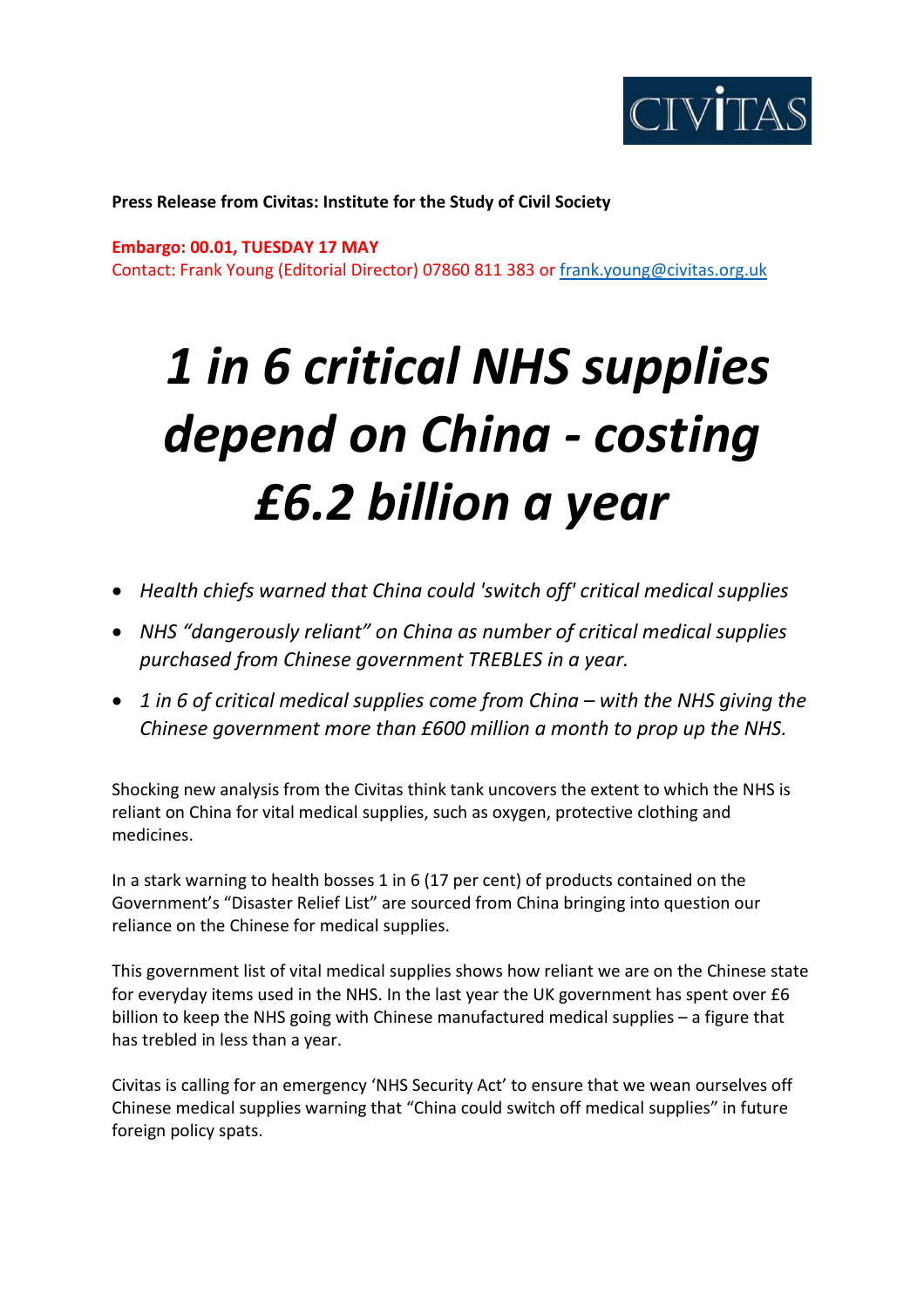CIVITAS

**Press Release from Civitas: Institute for the Study of Civil Society**

**Embargo: 00.01, TUESDAY 17 MAY**
Contact: Frank Young (Editorial Director) 07860 811 383 or frank.young@civitas.org.uk

# *1 in 6 critical NHS supplies depend on China - costing £6.2 billion a year*

- *Health chiefs warned that China could 'switch off' critical medical supplies*
- *NHS "dangerously reliant" on China as number of critical medical supplies purchased from Chinese government TREBLES in a year.*
- *1 in 6 of critical medical supplies come from China – with the NHS giving the Chinese government more than £600 million a month to prop up the NHS.*

Shocking new analysis from the Civitas think tank uncovers the extent to which the NHS is reliant on China for vital medical supplies, such as oxygen, protective clothing and medicines.

In a stark warning to health bosses 1 in 6 (17 per cent) of products contained on the Government's "Disaster Relief List" are sourced from China bringing into question our reliance on the Chinese for medical supplies.

This government list of vital medical supplies shows how reliant we are on the Chinese state for everyday items used in the NHS. In the last year the UK government has spent over £6 billion to keep the NHS going with Chinese manufactured medical supplies – a figure that has trebled in less than a year.

Civitas is calling for an emergency 'NHS Security Act' to ensure that we wean ourselves off Chinese medical supplies warning that "China could switch off medical supplies" in future foreign policy spats.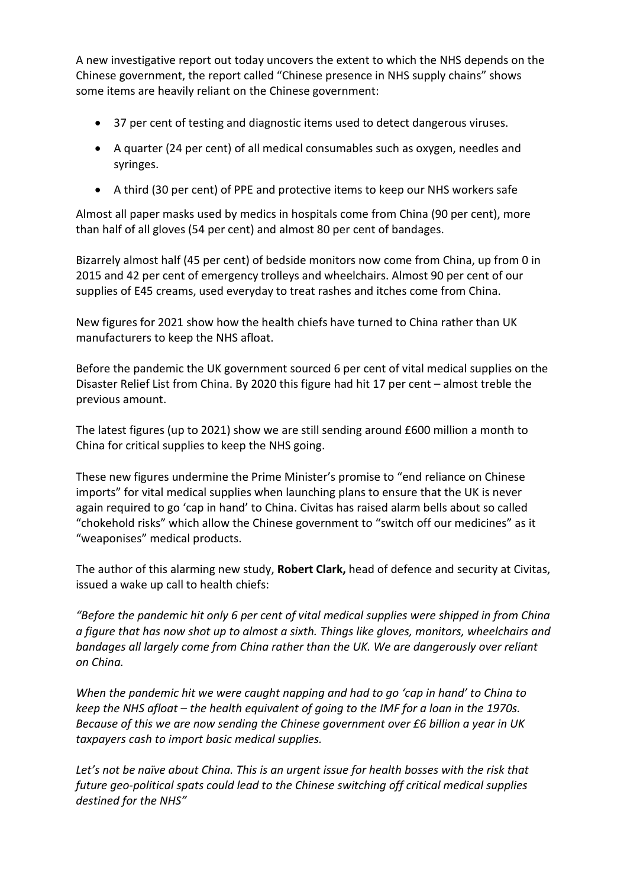A new investigative report out today uncovers the extent to which the NHS depends on the Chinese government, the report called "Chinese presence in NHS supply chains" shows some items are heavily reliant on the Chinese government:

- 37 per cent of testing and diagnostic items used to detect dangerous viruses.
- A quarter (24 per cent) of all medical consumables such as oxygen, needles and syringes.
- A third (30 per cent) of PPE and protective items to keep our NHS workers safe

Almost all paper masks used by medics in hospitals come from China (90 per cent), more than half of all gloves (54 per cent) and almost 80 per cent of bandages.

Bizarrely almost half (45 per cent) of bedside monitors now come from China, up from 0 in 2015 and 42 per cent of emergency trolleys and wheelchairs. Almost 90 per cent of our supplies of E45 creams, used everyday to treat rashes and itches come from China.

New figures for 2021 show how the health chiefs have turned to China rather than UK manufacturers to keep the NHS afloat.

Before the pandemic the UK government sourced 6 per cent of vital medical supplies on the Disaster Relief List from China. By 2020 this figure had hit 17 per cent – almost treble the previous amount.

The latest figures (up to 2021) show we are still sending around £600 million a month to China for critical supplies to keep the NHS going.

These new figures undermine the Prime Minister's promise to "end reliance on Chinese imports" for vital medical supplies when launching plans to ensure that the UK is never again required to go 'cap in hand' to China. Civitas has raised alarm bells about so called "chokehold risks" which allow the Chinese government to "switch off our medicines" as it "weaponises" medical products.

The author of this alarming new study, **Robert Clark,** head of defence and security at Civitas, issued a wake up call to health chiefs:

*"Before the pandemic hit only 6 per cent of vital medical supplies were shipped in from China a figure that has now shot up to almost a sixth. Things like gloves, monitors, wheelchairs and bandages all largely come from China rather than the UK. We are dangerously over reliant on China.*

*When the pandemic hit we were caught napping and had to go 'cap in hand' to China to keep the NHS afloat – the health equivalent of going to the IMF for a loan in the 1970s. Because of this we are now sending the Chinese government over £6 billion a year in UK taxpayers cash to import basic medical supplies.*

*Let's not be naïve about China. This is an urgent issue for health bosses with the risk that future geo-political spats could lead to the Chinese switching off critical medical supplies destined for the NHS"*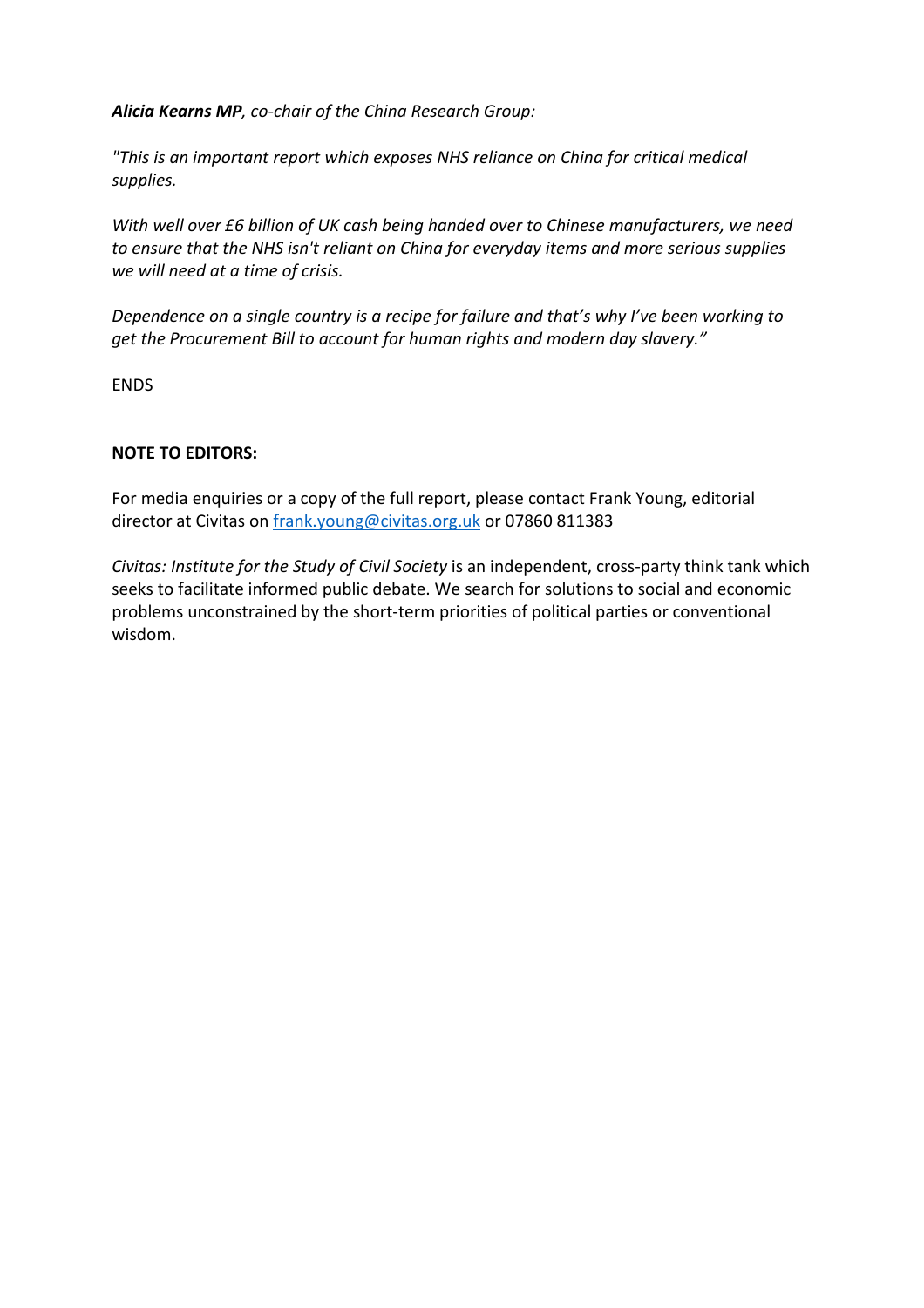***Alicia Kearns MP**, co-chair of the China Research Group:*

*"This is an important report which exposes NHS reliance on China for critical medical supplies.*

*With well over £6 billion of UK cash being handed over to Chinese manufacturers, we need to ensure that the NHS isn't reliant on China for everyday items and more serious supplies we will need at a time of crisis.*

*Dependence on a single country is a recipe for failure and that's why I've been working to get the Procurement Bill to account for human rights and modern day slavery."*

ENDS

**NOTE TO EDITORS:**

For media enquiries or a copy of the full report, please contact Frank Young, editorial director at Civitas on [frank.young@civitas.org.uk](mailto:frank.young@civitas.org.uk) or 07860 811383

*Civitas: Institute for the Study of Civil Society* is an independent, cross-party think tank which seeks to facilitate informed public debate. We search for solutions to social and economic problems unconstrained by the short-term priorities of political parties or conventional wisdom.